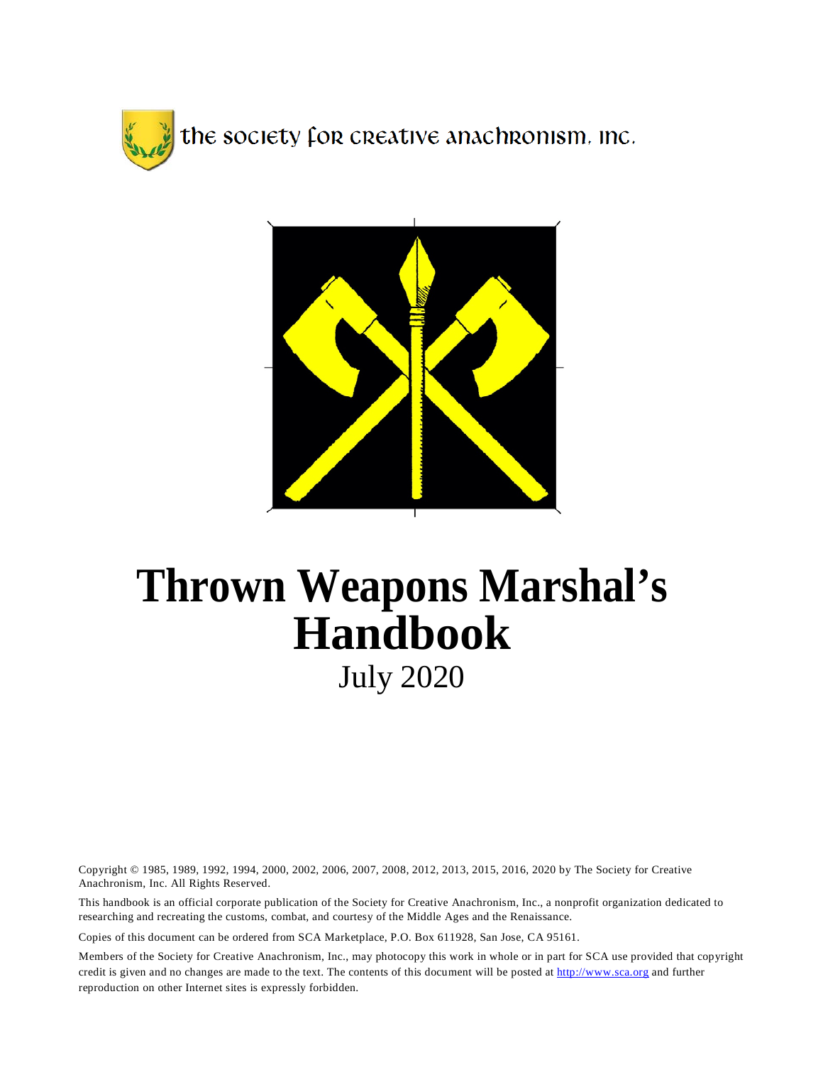the society for creative anachronism, inc.

# Thrown Weapons Marshal's Handbook

July 2020

Copyright © 1985, 1989, 1992, 1994, 2000, 2002, 2006, 2007, 2008, 2012, 2013, 2015, 2016, 2020 by The Society for Creative Anachronism, Inc. All Rights Reserved.

This handbook is an official corporate publication of the Society for Creative Anachronism, Inc., a nonprofit organization dedicated to researching and recreating the customs, combat, and courtesy of the Middle Ages and the Renaissance.

Copies of this document can be ordered from SCA Marketplace, P.O. Box 611928, San Jose, CA 95161.

Members of the Society for Creative Anachronism, Inc., may photocopy this work in whole or in part for SCA use provided that copyright credit is given and no changes are made to the text. The contents of this document will be posted at http://www.sca.org and further reproduction on other Internet sites is expressly forbidden.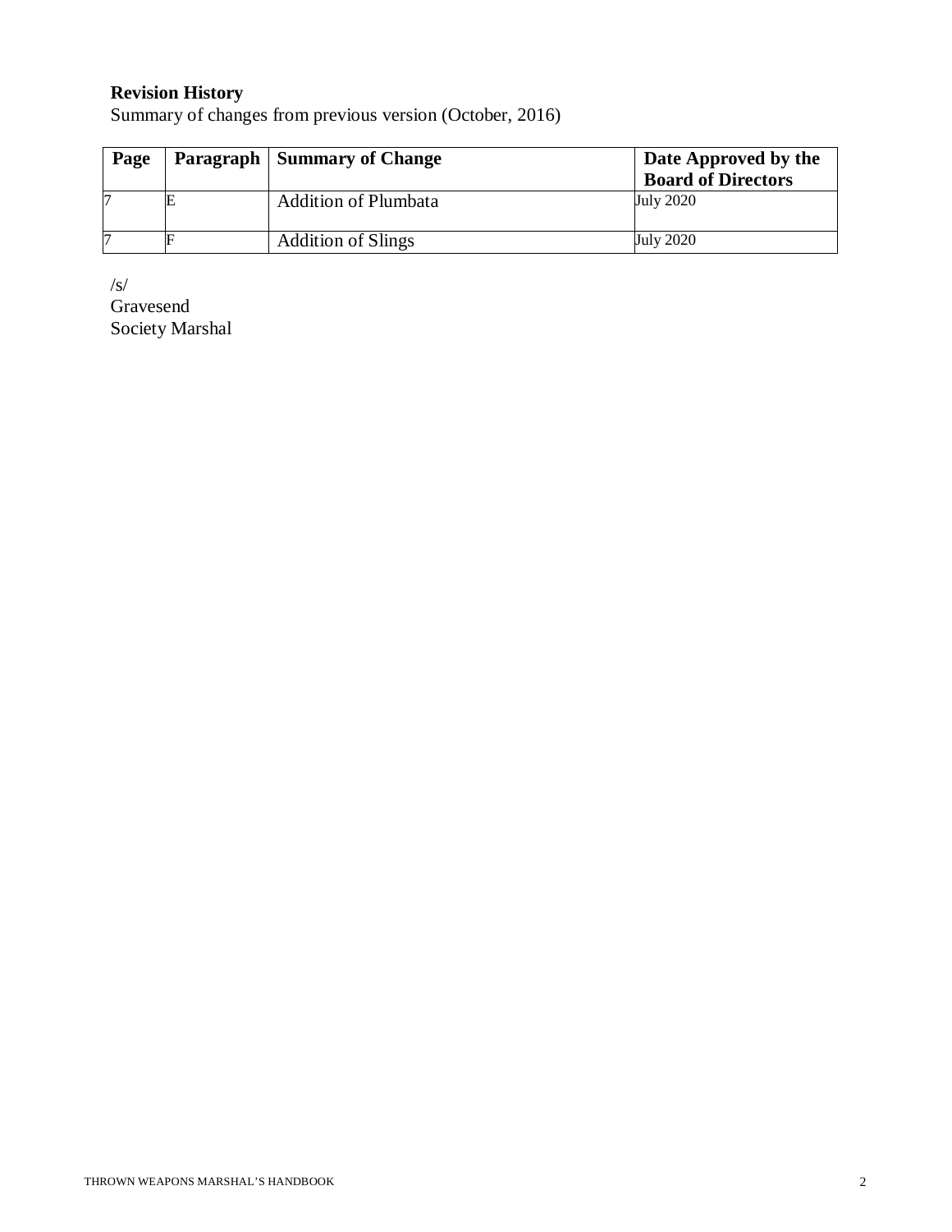**Revision History**

Summary of changes from previous version (October, 2016)

| Page | Paragraph | Summary of Change | Date Approved by the Board of Directors |
|---|---|---|---|
| 7 | E | Addition of Plumbata | July 2020 |
| 7 | F | Addition of Slings | July 2020 |

/s/
Gravesend
Society Marshal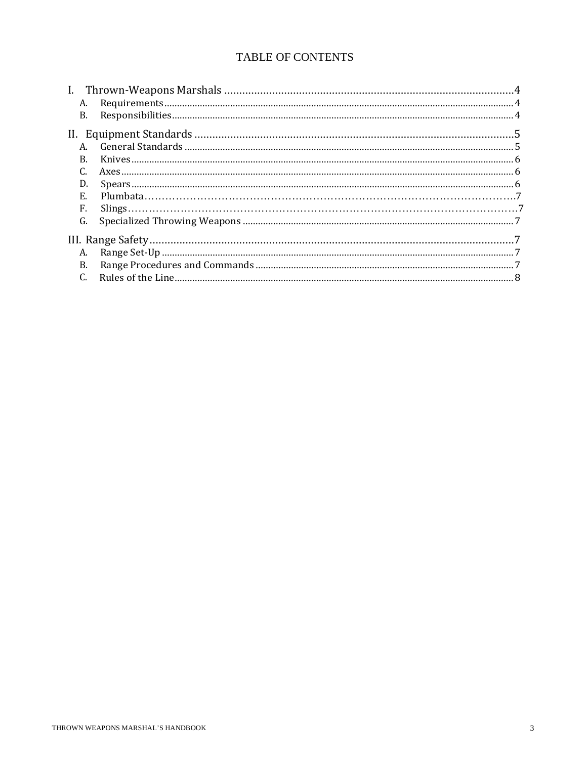# TABLE OF CONTENTS

I. Thrown-Weapons Marshals ....................................................................................4
- A. Requirements ....................................................................................4
- B. Responsibilities ....................................................................................4

II. Equipment Standards ....................................................................................5
- A. General Standards ....................................................................................5
- B. Knives ....................................................................................6
- C. Axes ....................................................................................6
- D. Spears ....................................................................................6
- E. Plumbata ....................................................................................7
- F. Slings ....................................................................................7
- G. Specialized Throwing Weapons ....................................................................................7

III. Range Safety ....................................................................................7
- A. Range Set-Up ....................................................................................7
- B. Range Procedures and Commands ....................................................................................7
- C. Rules of the Line ....................................................................................8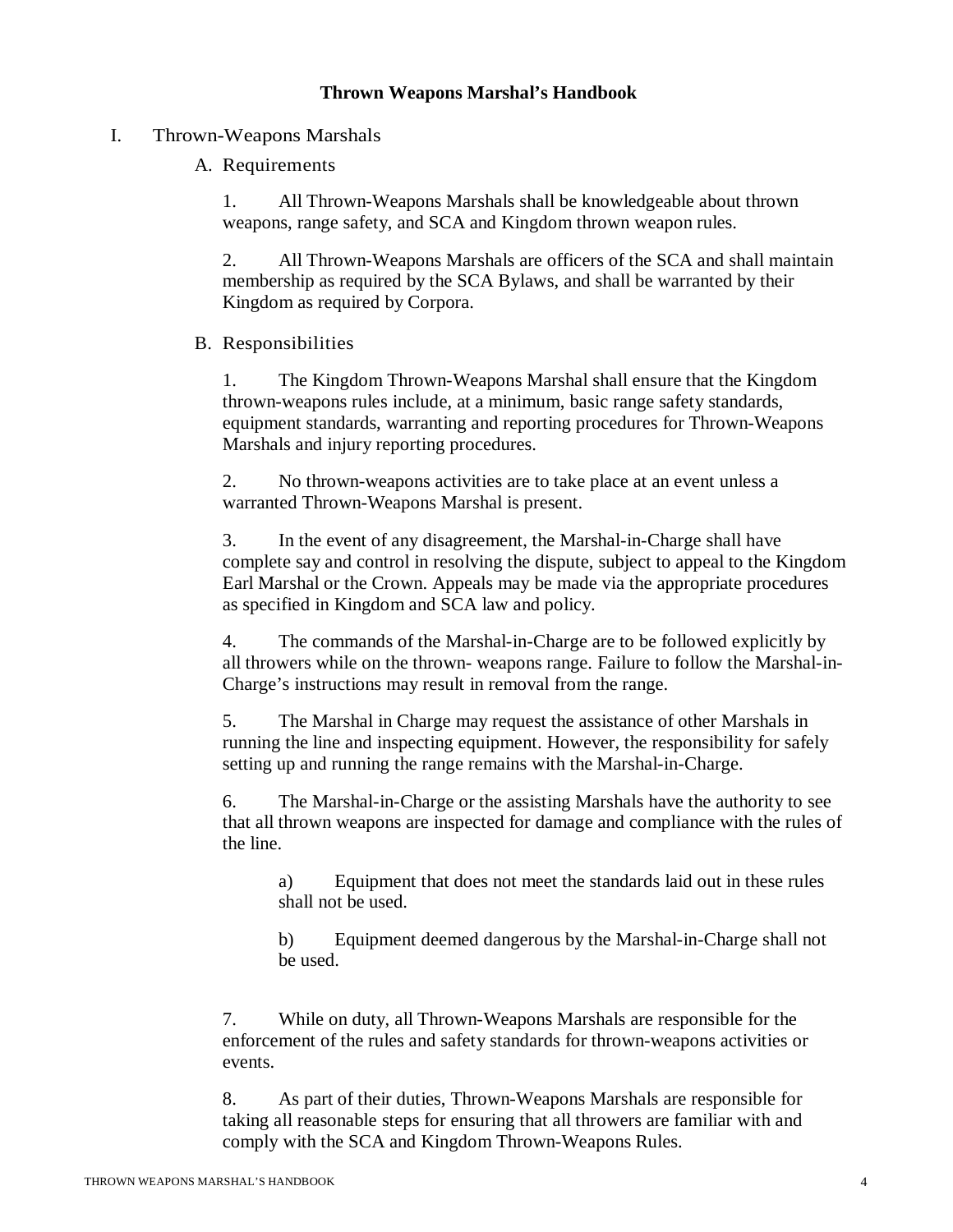# Thrown Weapons Marshal's Handbook

## I. Thrown-Weapons Marshals

### A. Requirements

1. All Thrown-Weapons Marshals shall be knowledgeable about thrown weapons, range safety, and SCA and Kingdom thrown weapon rules.

2. All Thrown-Weapons Marshals are officers of the SCA and shall maintain membership as required by the SCA Bylaws, and shall be warranted by their Kingdom as required by Corpora.

### B. Responsibilities

1. The Kingdom Thrown-Weapons Marshal shall ensure that the Kingdom thrown-weapons rules include, at a minimum, basic range safety standards, equipment standards, warranting and reporting procedures for Thrown-Weapons Marshals and injury reporting procedures.

2. No thrown-weapons activities are to take place at an event unless a warranted Thrown-Weapons Marshal is present.

3. In the event of any disagreement, the Marshal-in-Charge shall have complete say and control in resolving the dispute, subject to appeal to the Kingdom Earl Marshal or the Crown. Appeals may be made via the appropriate procedures as specified in Kingdom and SCA law and policy.

4. The commands of the Marshal-in-Charge are to be followed explicitly by all throwers while on the thrown- weapons range. Failure to follow the Marshal-in-Charge's instructions may result in removal from the range.

5. The Marshal in Charge may request the assistance of other Marshals in running the line and inspecting equipment. However, the responsibility for safely setting up and running the range remains with the Marshal-in-Charge.

6. The Marshal-in-Charge or the assisting Marshals have the authority to see that all thrown weapons are inspected for damage and compliance with the rules of the line.

   a) Equipment that does not meet the standards laid out in these rules shall not be used.

   b) Equipment deemed dangerous by the Marshal-in-Charge shall not be used.

7. While on duty, all Thrown-Weapons Marshals are responsible for the enforcement of the rules and safety standards for thrown-weapons activities or events.

8. As part of their duties, Thrown-Weapons Marshals are responsible for taking all reasonable steps for ensuring that all throwers are familiar with and comply with the SCA and Kingdom Thrown-Weapons Rules.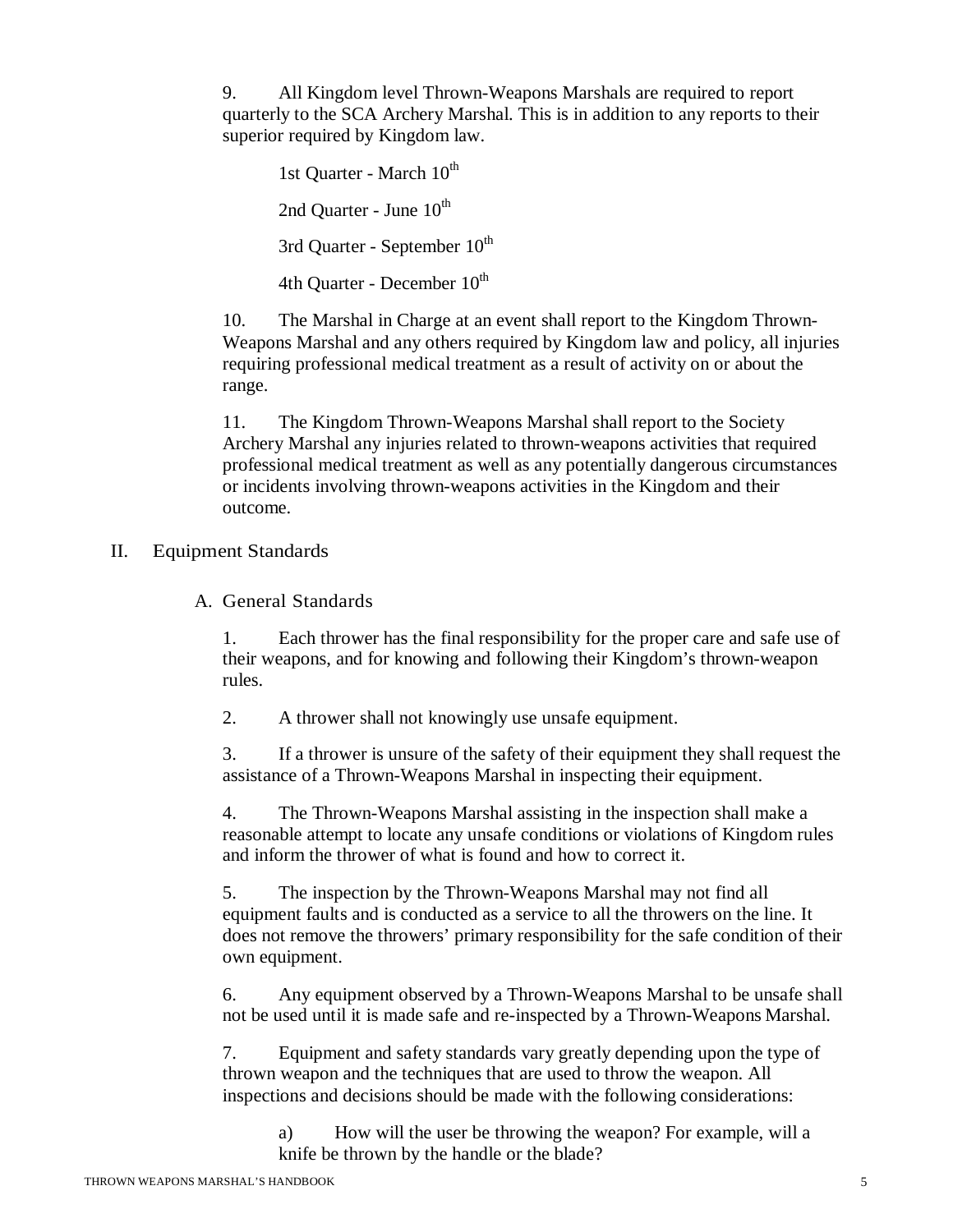9. All Kingdom level Thrown-Weapons Marshals are required to report quarterly to the SCA Archery Marshal. This is in addition to any reports to their superior required by Kingdom law.

1st Quarter - March 10th

2nd Quarter - June 10th

3rd Quarter - September 10th

4th Quarter - December 10th

10. The Marshal in Charge at an event shall report to the Kingdom Thrown-Weapons Marshal and any others required by Kingdom law and policy, all injuries requiring professional medical treatment as a result of activity on or about the range.

11. The Kingdom Thrown-Weapons Marshal shall report to the Society Archery Marshal any injuries related to thrown-weapons activities that required professional medical treatment as well as any potentially dangerous circumstances or incidents involving thrown-weapons activities in the Kingdom and their outcome.

## II. Equipment Standards

### A. General Standards

1. Each thrower has the final responsibility for the proper care and safe use of their weapons, and for knowing and following their Kingdom's thrown-weapon rules.

2. A thrower shall not knowingly use unsafe equipment.

3. If a thrower is unsure of the safety of their equipment they shall request the assistance of a Thrown-Weapons Marshal in inspecting their equipment.

4. The Thrown-Weapons Marshal assisting in the inspection shall make a reasonable attempt to locate any unsafe conditions or violations of Kingdom rules and inform the thrower of what is found and how to correct it.

5. The inspection by the Thrown-Weapons Marshal may not find all equipment faults and is conducted as a service to all the throwers on the line. It does not remove the throwers' primary responsibility for the safe condition of their own equipment.

6. Any equipment observed by a Thrown-Weapons Marshal to be unsafe shall not be used until it is made safe and re-inspected by a Thrown-Weapons Marshal.

7. Equipment and safety standards vary greatly depending upon the type of thrown weapon and the techniques that are used to throw the weapon. All inspections and decisions should be made with the following considerations:

a) How will the user be throwing the weapon? For example, will a knife be thrown by the handle or the blade?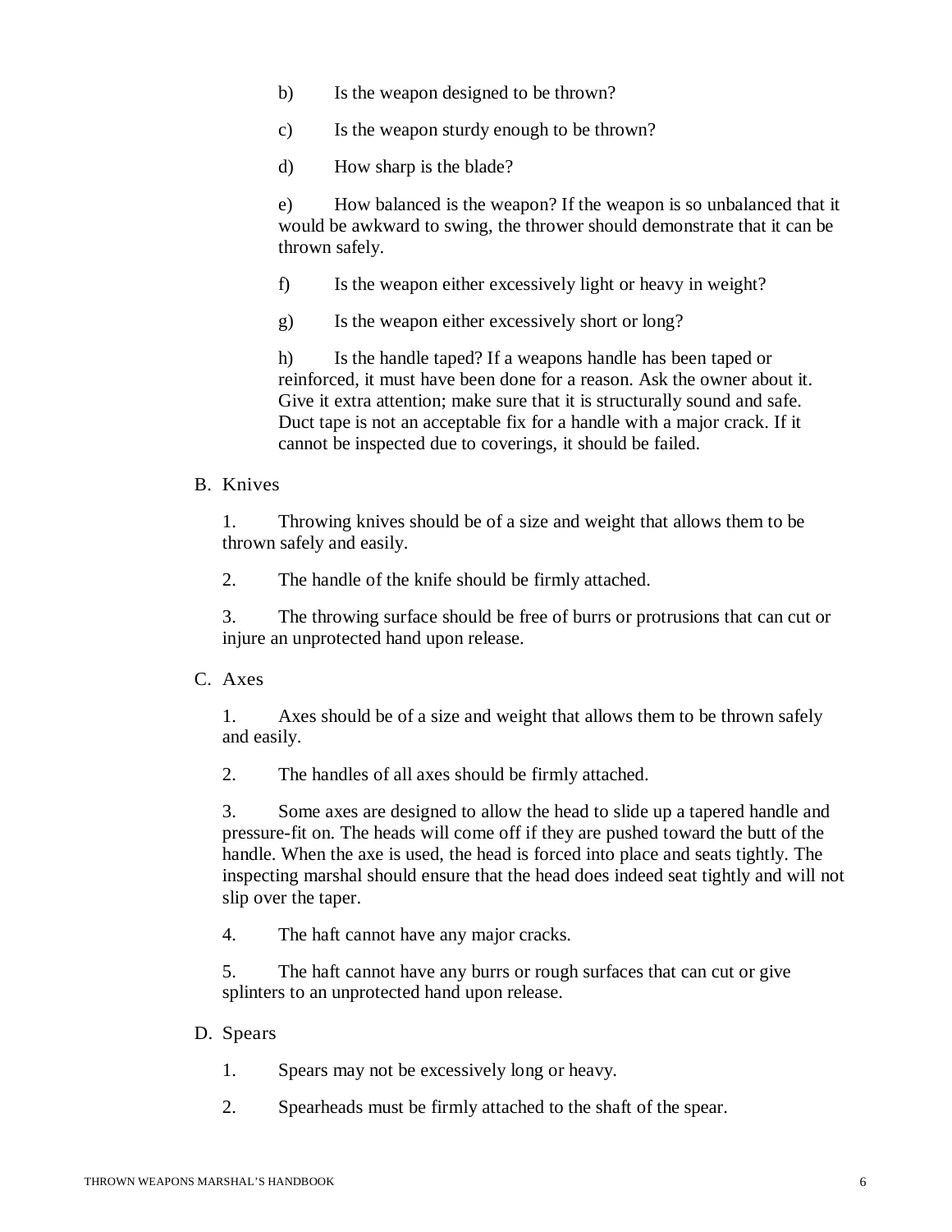b) Is the weapon designed to be thrown?

c) Is the weapon sturdy enough to be thrown?

d) How sharp is the blade?

e) How balanced is the weapon? If the weapon is so unbalanced that it would be awkward to swing, the thrower should demonstrate that it can be thrown safely.

f) Is the weapon either excessively light or heavy in weight?

g) Is the weapon either excessively short or long?

h) Is the handle taped? If a weapons handle has been taped or reinforced, it must have been done for a reason. Ask the owner about it. Give it extra attention; make sure that it is structurally sound and safe. Duct tape is not an acceptable fix for a handle with a major crack. If it cannot be inspected due to coverings, it should be failed.

B. Knives

1. Throwing knives should be of a size and weight that allows them to be thrown safely and easily.

2. The handle of the knife should be firmly attached.

3. The throwing surface should be free of burrs or protrusions that can cut or injure an unprotected hand upon release.

C. Axes

1. Axes should be of a size and weight that allows them to be thrown safely and easily.

2. The handles of all axes should be firmly attached.

3. Some axes are designed to allow the head to slide up a tapered handle and pressure-fit on. The heads will come off if they are pushed toward the butt of the handle. When the axe is used, the head is forced into place and seats tightly. The inspecting marshal should ensure that the head does indeed seat tightly and will not slip over the taper.

4. The haft cannot have any major cracks.

5. The haft cannot have any burrs or rough surfaces that can cut or give splinters to an unprotected hand upon release.

D. Spears

1. Spears may not be excessively long or heavy.

2. Spearheads must be firmly attached to the shaft of the spear.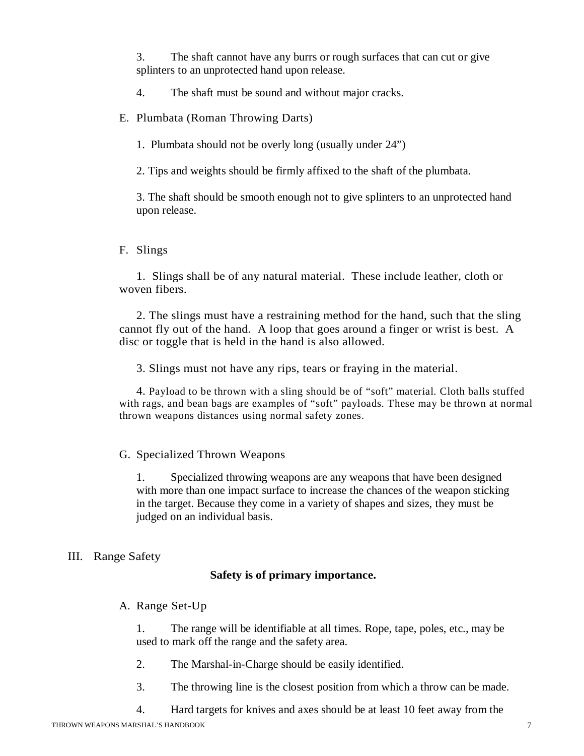3. The shaft cannot have any burrs or rough surfaces that can cut or give splinters to an unprotected hand upon release.

4. The shaft must be sound and without major cracks.

E. Plumbata (Roman Throwing Darts)

1. Plumbata should not be overly long (usually under 24")

2. Tips and weights should be firmly affixed to the shaft of the plumbata.

3. The shaft should be smooth enough not to give splinters to an unprotected hand upon release.

F. Slings

1. Slings shall be of any natural material. These include leather, cloth or woven fibers.

2. The slings must have a restraining method for the hand, such that the sling cannot fly out of the hand. A loop that goes around a finger or wrist is best. A disc or toggle that is held in the hand is also allowed.

3. Slings must not have any rips, tears or fraying in the material.

4. Payload to be thrown with a sling should be of "soft" material. Cloth balls stuffed with rags, and bean bags are examples of "soft" payloads. These may be thrown at normal thrown weapons distances using normal safety zones.

G. Specialized Thrown Weapons

1. Specialized throwing weapons are any weapons that have been designed with more than one impact surface to increase the chances of the weapon sticking in the target. Because they come in a variety of shapes and sizes, they must be judged on an individual basis.

## III. Range Safety

**Safety is of primary importance.**

A. Range Set-Up

1. The range will be identifiable at all times. Rope, tape, poles, etc., may be used to mark off the range and the safety area.

2. The Marshal-in-Charge should be easily identified.

3. The throwing line is the closest position from which a throw can be made.

4. Hard targets for knives and axes should be at least 10 feet away from the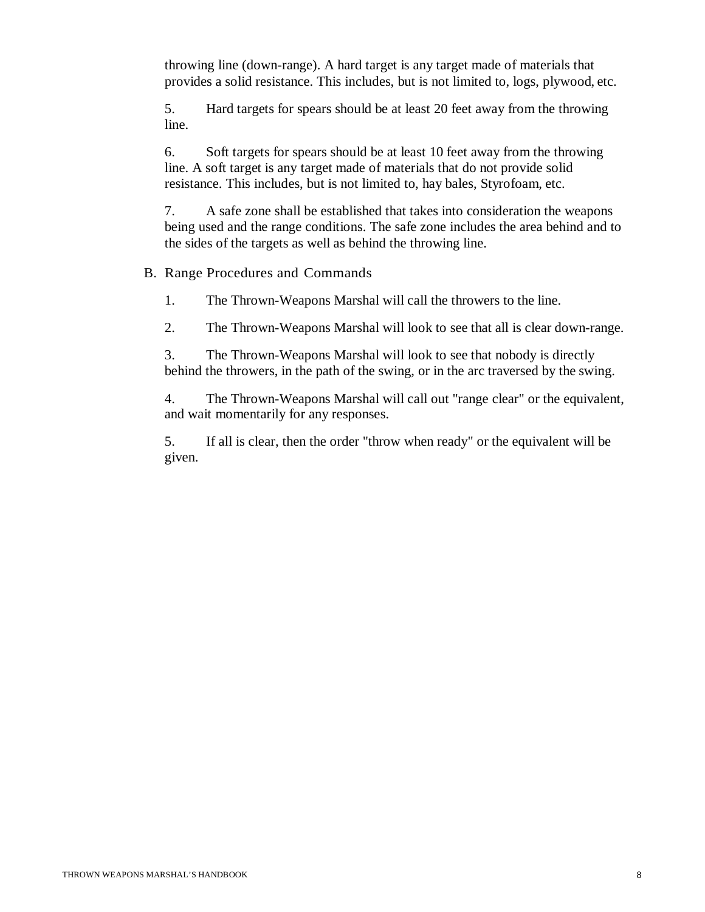throwing line (down-range). A hard target is any target made of materials that provides a solid resistance. This includes, but is not limited to, logs, plywood, etc.

5. Hard targets for spears should be at least 20 feet away from the throwing line.

6. Soft targets for spears should be at least 10 feet away from the throwing line. A soft target is any target made of materials that do not provide solid resistance. This includes, but is not limited to, hay bales, Styrofoam, etc.

7. A safe zone shall be established that takes into consideration the weapons being used and the range conditions. The safe zone includes the area behind and to the sides of the targets as well as behind the throwing line.

B. Range Procedures and Commands

1. The Thrown-Weapons Marshal will call the throwers to the line.

2. The Thrown-Weapons Marshal will look to see that all is clear down-range.

3. The Thrown-Weapons Marshal will look to see that nobody is directly behind the throwers, in the path of the swing, or in the arc traversed by the swing.

4. The Thrown-Weapons Marshal will call out "range clear" or the equivalent, and wait momentarily for any responses.

5. If all is clear, then the order "throw when ready" or the equivalent will be given.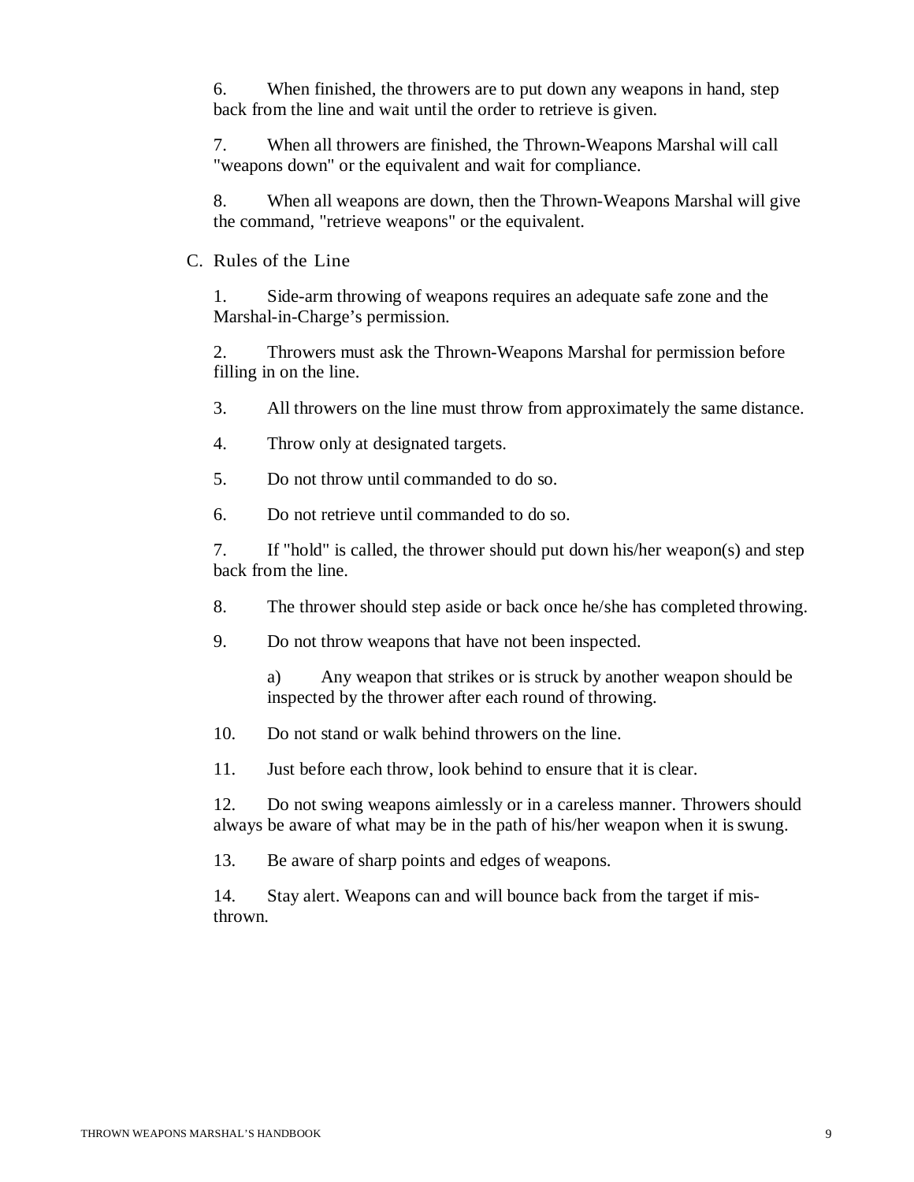6. When finished, the throwers are to put down any weapons in hand, step back from the line and wait until the order to retrieve is given.

7. When all throwers are finished, the Thrown-Weapons Marshal will call "weapons down" or the equivalent and wait for compliance.

8. When all weapons are down, then the Thrown-Weapons Marshal will give the command, "retrieve weapons" or the equivalent.

C. Rules of the Line

1. Side-arm throwing of weapons requires an adequate safe zone and the Marshal-in-Charge's permission.

2. Throwers must ask the Thrown-Weapons Marshal for permission before filling in on the line.

3. All throwers on the line must throw from approximately the same distance.

4. Throw only at designated targets.

5. Do not throw until commanded to do so.

6. Do not retrieve until commanded to do so.

7. If "hold" is called, the thrower should put down his/her weapon(s) and step back from the line.

8. The thrower should step aside or back once he/she has completed throwing.

9. Do not throw weapons that have not been inspected.

   a) Any weapon that strikes or is struck by another weapon should be inspected by the thrower after each round of throwing.

10. Do not stand or walk behind throwers on the line.

11. Just before each throw, look behind to ensure that it is clear.

12. Do not swing weapons aimlessly or in a careless manner. Throwers should always be aware of what may be in the path of his/her weapon when it is swung.

13. Be aware of sharp points and edges of weapons.

14. Stay alert. Weapons can and will bounce back from the target if mis-thrown.